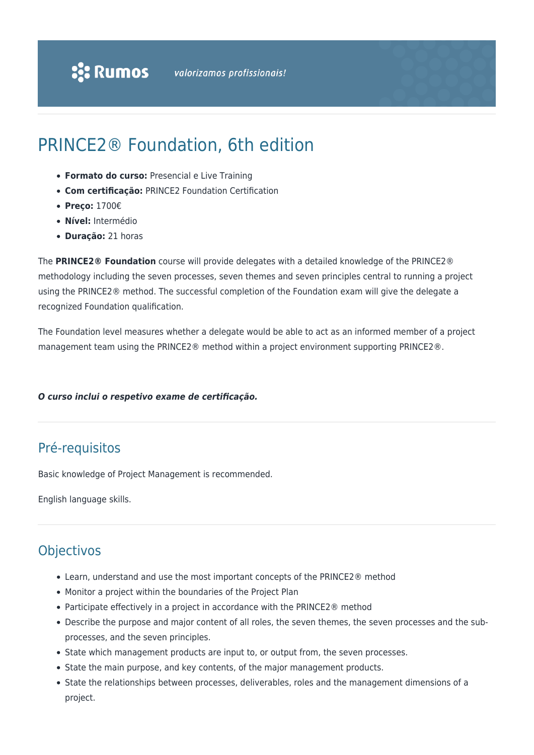# PRINCE2® Foundation, 6th edition

- **Formato do curso:** Presencial e Live Training
- **Com certificação:** PRINCE2 Foundation Certification
- **Preço:** 1700€
- **Nível:** Intermédio
- **Duração:** 21 horas

The **PRINCE2® Foundation** course will provide delegates with a detailed knowledge of the PRINCE2® methodology including the seven processes, seven themes and seven principles central to running a project using the PRINCE2® method. The successful completion of the Foundation exam will give the delegate a recognized Foundation qualification.

The Foundation level measures whether a delegate would be able to act as an informed member of a project management team using the PRINCE2® method within a project environment supporting PRINCE2®.

***O curso inclui o respetivo exame de certificação.***

## Pré-requisitos

Basic knowledge of Project Management is recommended.

English language skills.

## Objectivos

- Learn, understand and use the most important concepts of the PRINCE2® method
- Monitor a project within the boundaries of the Project Plan
- Participate effectively in a project in accordance with the PRINCE2® method
- Describe the purpose and major content of all roles, the seven themes, the seven processes and the sub-processes, and the seven principles.
- State which management products are input to, or output from, the seven processes.
- State the main purpose, and key contents, of the major management products.
- State the relationships between processes, deliverables, roles and the management dimensions of a project.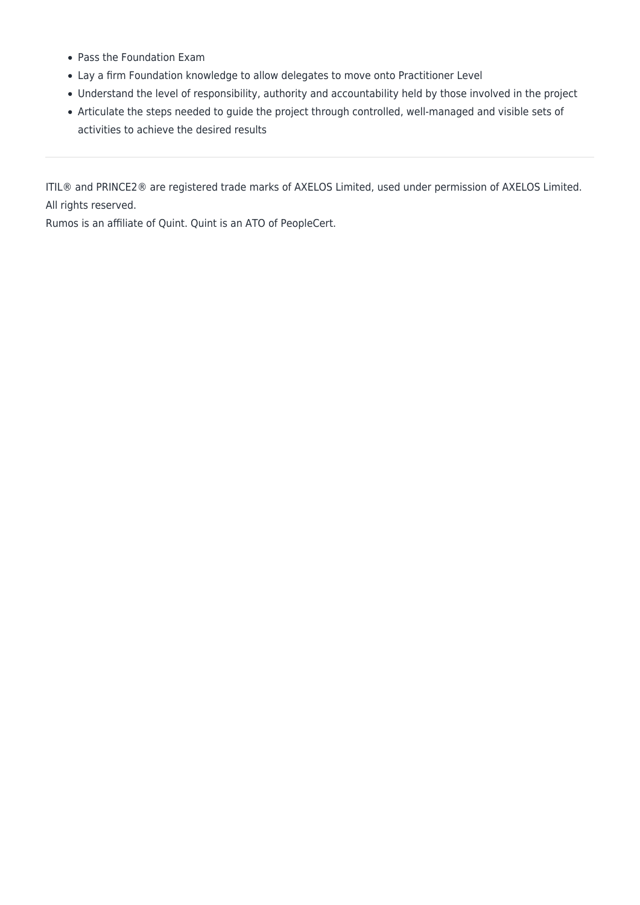- Pass the Foundation Exam
- Lay a firm Foundation knowledge to allow delegates to move onto Practitioner Level
- Understand the level of responsibility, authority and accountability held by those involved in the project
- Articulate the steps needed to guide the project through controlled, well-managed and visible sets of activities to achieve the desired results

---

ITIL® and PRINCE2® are registered trade marks of AXELOS Limited, used under permission of AXELOS Limited. All rights reserved.
Rumos is an affiliate of Quint. Quint is an ATO of PeopleCert.